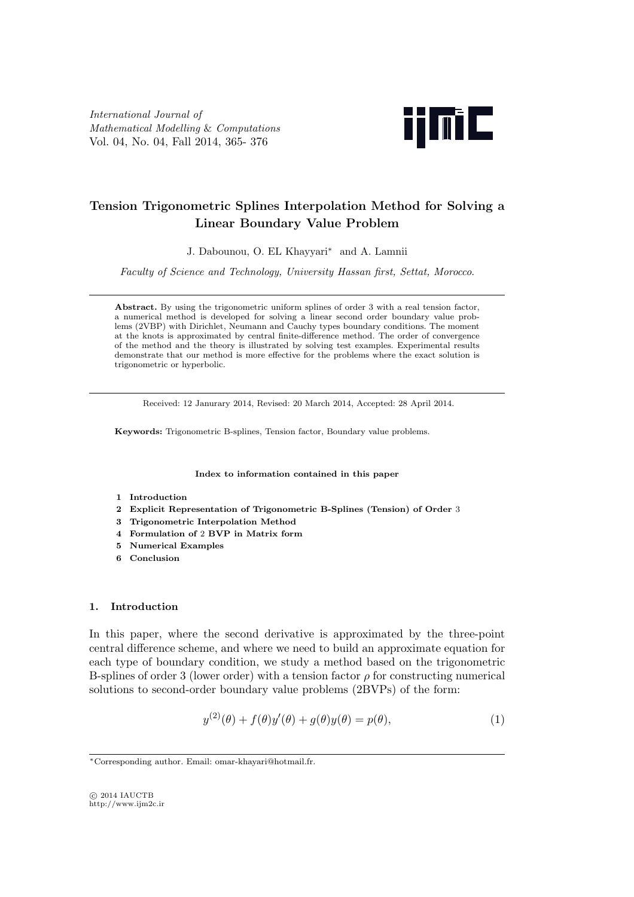# Tension Trigonometric Splines Interpolation Method for Solving a Linear Boundary Value Problem

J. Dabounou, O. EL Khayyari* and A. Lamnii

*Faculty of Science and Technology, University Hassan first, Settat, Morocco.*

**Abstract.** By using the trigonometric uniform splines of order 3 with a real tension factor, a numerical method is developed for solving a linear second order boundary value problems (2VBP) with Dirichlet, Neumann and Cauchy types boundary conditions. The moment at the knots is approximated by central finite-difference method. The order of convergence of the method and the theory is illustrated by solving test examples. Experimental results demonstrate that our method is more effective for the problems where the exact solution is trigonometric or hyperbolic.

Received: 12 Janurary 2014, Revised: 20 March 2014, Accepted: 28 April 2014.

**Keywords:** Trigonometric B-splines, Tension factor, Boundary value problems.

**Index to information contained in this paper**

1. **Introduction**
2. **Explicit Representation of Trigonometric B-Splines (Tension) of Order** 3
3. **Trigonometric Interpolation Method**
4. **Formulation of** 2 **BVP in Matrix form**
5. **Numerical Examples**
6. **Conclusion**

## 1. Introduction

In this paper, where the second derivative is approximated by the three-point central difference scheme, and where we need to build an approximate equation for each type of boundary condition, we study a method based on the trigonometric B-splines of order 3 (lower order) with a tension factor $\rho$ for constructing numerical solutions to second-order boundary value problems (2BVPs) of the form:

$$y^{(2)}(\theta) + f(\theta)y'(\theta) + g(\theta)y(\theta) = p(\theta), \tag{1}$$

*Corresponding author. Email: omar-khayari@hotmail.fr.

© 2014 IAUCTB
http://www.ijm2c.ir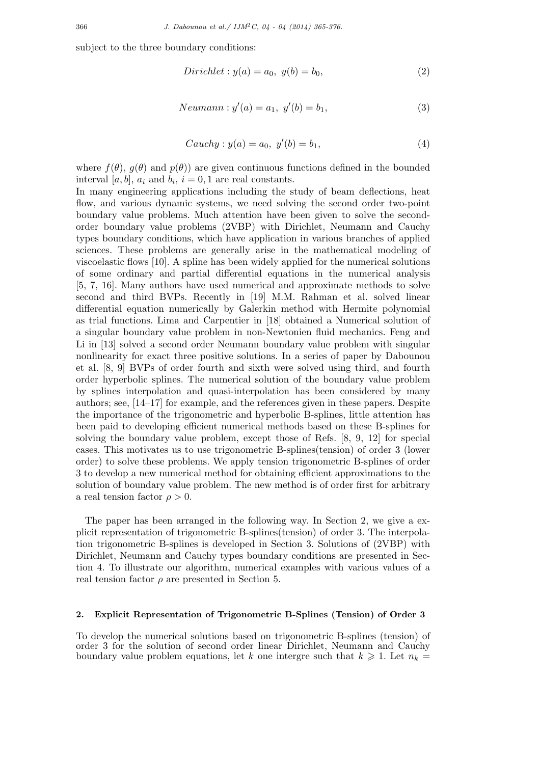subject to the three boundary conditions:

$$Dirichlet : y(a) = a_0,\ y(b) = b_0, \tag{2}$$

$$Neumann : y'(a) = a_1,\ y'(b) = b_1, \tag{3}$$

$$Cauchy : y(a) = a_0,\ y'(b) = b_1, \tag{4}$$

where $f(\theta)$, $g(\theta)$ and $p(\theta))$ are given continuous functions defined in the bounded interval $[a, b]$, $a_i$ and $b_i$, $i = 0, 1$ are real constants.
In many engineering applications including the study of beam deflections, heat flow, and various dynamic systems, we need solving the second order two-point boundary value problems. Much attention have been given to solve the second-order boundary value problems (2VBP) with Dirichlet, Neumann and Cauchy types boundary conditions, which have application in various branches of applied sciences. These problems are generally arise in the mathematical modeling of viscoelastic flows [10]. A spline has been widely applied for the numerical solutions of some ordinary and partial differential equations in the numerical analysis [5, 7, 16]. Many authors have used numerical and approximate methods to solve second and third BVPs. Recently in [19] M.M. Rahman et al. solved linear differential equation numerically by Galerkin method with Hermite polynomial as trial functions. Lima and Carpentier in [18] obtained a Numerical solution of a singular boundary value problem in non-Newtonien fluid mechanics. Feng and Li in [13] solved a second order Neumann boundary value problem with singular nonlinearity for exact three positive solutions. In a series of paper by Dabounou et al. [8, 9] BVPs of order fourth and sixth were solved using third, and fourth order hyperbolic splines. The numerical solution of the boundary value problem by splines interpolation and quasi-interpolation has been considered by many authors; see, [14–17] for example, and the references given in these papers. Despite the importance of the trigonometric and hyperbolic B-splines, little attention has been paid to developing efficient numerical methods based on these B-splines for solving the boundary value problem, except those of Refs. [8, 9, 12] for special cases. This motivates us to use trigonometric B-splines(tension) of order 3 (lower order) to solve these problems. We apply tension trigonometric B-splines of order 3 to develop a new numerical method for obtaining efficient approximations to the solution of boundary value problem. The new method is of order first for arbitrary a real tension factor $\rho > 0$.

The paper has been arranged in the following way. In Section 2, we give a explicit representation of trigonometric B-splines(tension) of order 3. The interpolation trigonometric B-splines is developed in Section 3. Solutions of (2VBP) with Dirichlet, Neumann and Cauchy types boundary conditions are presented in Section 4. To illustrate our algorithm, numerical examples with various values of a real tension factor $\rho$ are presented in Section 5.

## 2. Explicit Representation of Trigonometric B-Splines (Tension) of Order 3

To develop the numerical solutions based on trigonometric B-splines (tension) of order 3 for the solution of second order linear Dirichlet, Neumann and Cauchy boundary value problem equations, let $k$ one intergre such that $k \geqslant 1$. Let $n_k =$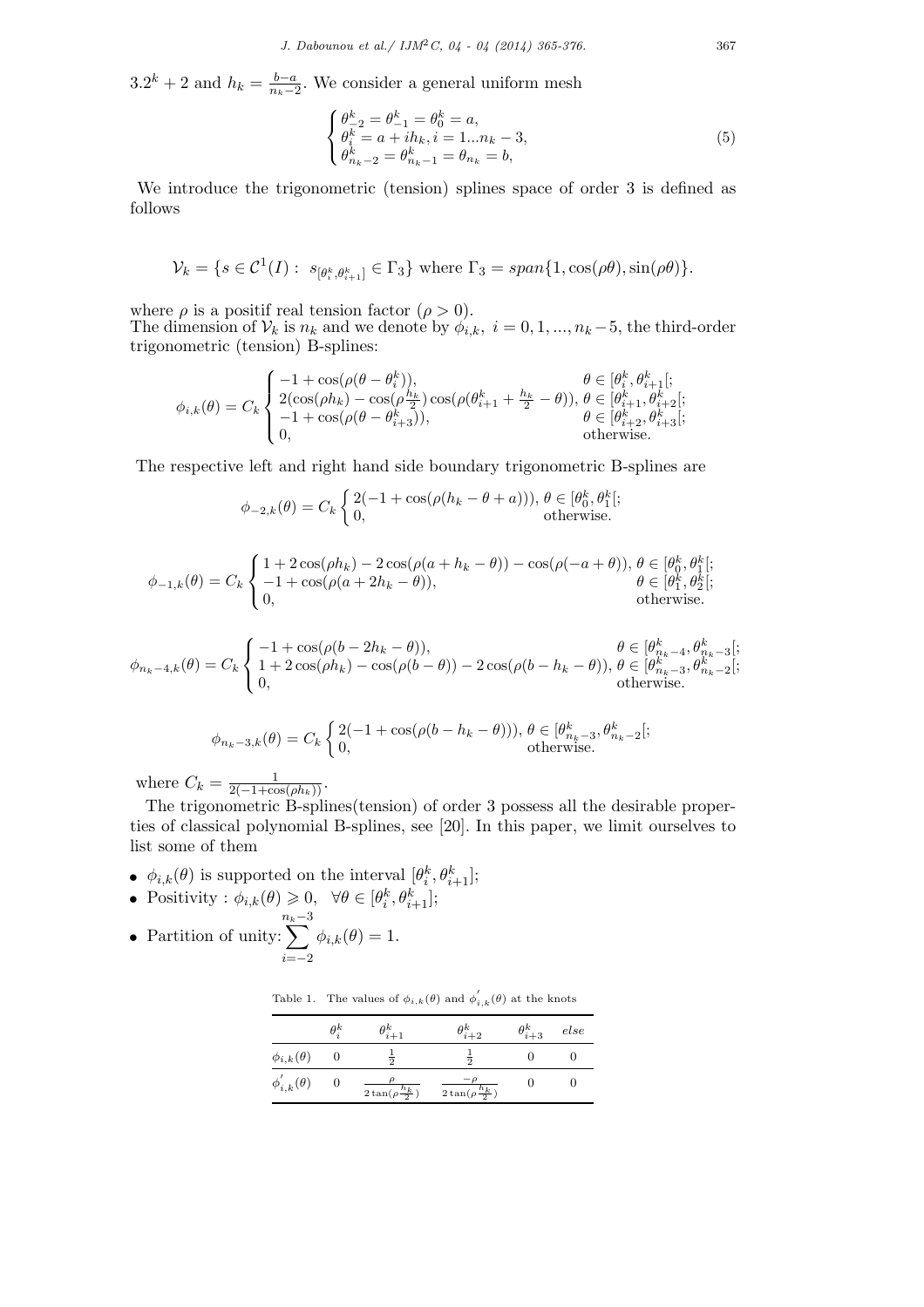$3.2^k + 2$ and $h_k = \frac{b-a}{n_k - 2}$. We consider a general uniform mesh

$$
\begin{cases}
\theta_{-2}^k = \theta_{-1}^k = \theta_0^k = a, \\
\theta_i^k = a + ih_k, i = 1...n_k - 3, \\
\theta_{n_k-2}^k = \theta_{n_k-1}^k = \theta_{n_k} = b,
\end{cases}
\tag{5}
$$

We introduce the trigonometric (tension) splines space of order 3 is defined as follows

$$
\mathcal{V}_k = \{s \in \mathcal{C}^1(I) : \; s_{[\theta_i^k, \theta_{i+1}^k]} \in \Gamma_3\} \text{ where } \Gamma_3 = span\{1, \cos(\rho\theta), \sin(\rho\theta)\}.
$$

where $\rho$ is a positif real tension factor ($\rho > 0$).
The dimension of $\mathcal{V}_k$ is $n_k$ and we denote by $\phi_{i,k}, \; i = 0, 1, ..., n_k - 5$, the third-order trigonometric (tension) B-splines:

$$
\phi_{i,k}(\theta) = C_k
\begin{cases}
-1 + \cos(\rho(\theta - \theta_i^k)), & \theta \in [\theta_i^k, \theta_{i+1}^k[; \\
2(\cos(\rho h_k) - \cos(\rho \frac{h_k}{2}) \cos(\rho(\theta_{i+1}^k + \frac{h_k}{2} - \theta)), & \theta \in [\theta_{i+1}^k, \theta_{i+2}^k[; \\
-1 + \cos(\rho(\theta - \theta_{i+3}^k)), & \theta \in [\theta_{i+2}^k, \theta_{i+3}^k[; \\
0, & \text{otherwise.}
\end{cases}
$$

The respective left and right hand side boundary trigonometric B-splines are

$$
\phi_{-2,k}(\theta) = C_k
\begin{cases}
2(-1 + \cos(\rho(h_k - \theta + a))), & \theta \in [\theta_0^k, \theta_1^k[; \\
0, & \text{otherwise.}
\end{cases}
$$

$$
\phi_{-1,k}(\theta) = C_k
\begin{cases}
1 + 2\cos(\rho h_k) - 2\cos(\rho(a + h_k - \theta)) - \cos(\rho(-a + \theta)), & \theta \in [\theta_0^k, \theta_1^k[; \\
-1 + \cos(\rho(a + 2h_k - \theta)), & \theta \in [\theta_1^k, \theta_2^k[; \\
0, & \text{otherwise.}
\end{cases}
$$

$$
\phi_{n_k-4,k}(\theta) = C_k
\begin{cases}
-1 + \cos(\rho(b - 2h_k - \theta)), & \theta \in [\theta_{n_k-4}^k, \theta_{n_k-3}^k[; \\
1 + 2\cos(\rho h_k) - \cos(\rho(b - \theta)) - 2\cos(\rho(b - h_k - \theta)), & \theta \in [\theta_{n_k-3}^k, \theta_{n_k-2}^k[; \\
0, & \text{otherwise.}
\end{cases}
$$

$$
\phi_{n_k-3,k}(\theta) = C_k
\begin{cases}
2(-1 + \cos(\rho(b - h_k - \theta))), & \theta \in [\theta_{n_k-3}^k, \theta_{n_k-2}^k[; \\
0, & \text{otherwise.}
\end{cases}
$$

where $C_k = \frac{1}{2(-1+\cos(\rho h_k))}$.

The trigonometric B-splines(tension) of order 3 possess all the desirable properties of classical polynomial B-splines, see [20]. In this paper, we limit ourselves to list some of them

- $\phi_{i,k}(\theta)$ is supported on the interval $[\theta_i^k, \theta_{i+1}^k]$;
- Positivity : $\phi_{i,k}(\theta) \geqslant 0, \quad \forall \theta \in [\theta_i^k, \theta_{i+1}^k]$;
- Partition of unity: $\sum_{i=-2}^{n_k-3} \phi_{i,k}(\theta) = 1.$

Table 1. The values of $\phi_{i,k}(\theta)$ and $\phi_{i,k}^{'}(\theta)$ at the knots

| | $\theta_i^k$ | $\theta_{i+1}^k$ | $\theta_{i+2}^k$ | $\theta_{i+3}^k$ | *else* |
|---|---|---|---|---|---|
| $\phi_{i,k}(\theta)$ | 0 | $\frac{1}{2}$ | $\frac{1}{2}$ | 0 | 0 |
| $\phi_{i,k}^{'}(\theta)$ | 0 | $\frac{\rho}{2\tan(\rho\frac{h_k}{2})}$ | $\frac{-\rho}{2\tan(\rho\frac{h_k}{2})}$ | 0 | 0 |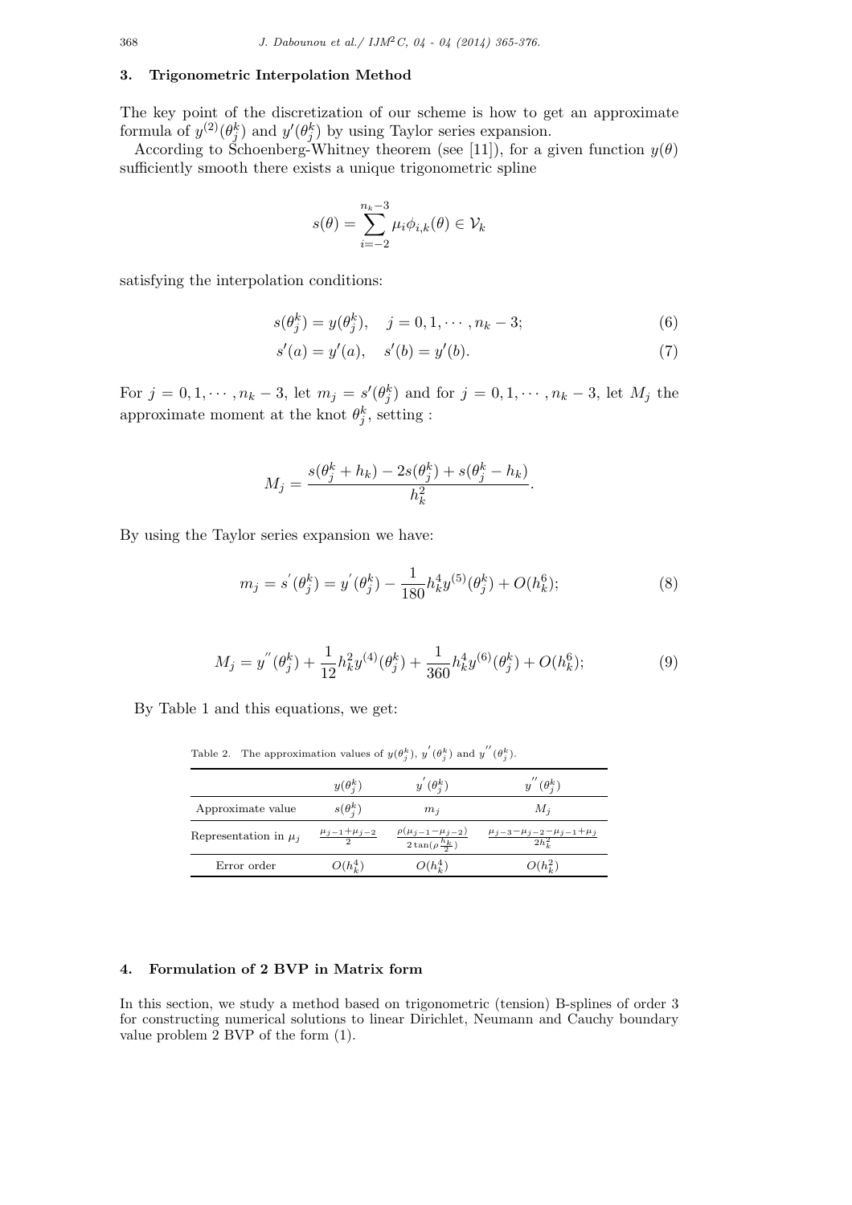## 3. Trigonometric Interpolation Method

The key point of the discretization of our scheme is how to get an approximate formula of $y^{(2)}(\theta_j^k)$ and $y'(\theta_j^k)$ by using Taylor series expansion.

According to Schoenberg-Whitney theorem (see [11]), for a given function $y(\theta)$ sufficiently smooth there exists a unique trigonometric spline

$$s(\theta) = \sum_{i=-2}^{n_k-3} \mu_i \phi_{i,k}(\theta) \in \mathcal{V}_k$$

satisfying the interpolation conditions:

$$s(\theta_j^k) = y(\theta_j^k), \quad j = 0, 1, \cdots, n_k - 3; \tag{6}$$

$$s'(a) = y'(a), \quad s'(b) = y'(b). \tag{7}$$

For $j = 0, 1, \cdots, n_k - 3$, let $m_j = s'(\theta_j^k)$ and for $j = 0, 1, \cdots, n_k - 3$, let $M_j$ the approximate moment at the knot $\theta_j^k$, setting :

$$M_j = \frac{s(\theta_j^k + h_k) - 2s(\theta_j^k) + s(\theta_j^k - h_k)}{h_k^2}.$$

By using the Taylor series expansion we have:

$$m_j = s^{'}(\theta_j^k) = y^{'}(\theta_j^k) - \frac{1}{180} h_k^4 y^{(5)}(\theta_j^k) + O(h_k^6); \tag{8}$$

$$M_j = y^{''}(\theta_j^k) + \frac{1}{12} h_k^2 y^{(4)}(\theta_j^k) + \frac{1}{360} h_k^4 y^{(6)}(\theta_j^k) + O(h_k^6); \tag{9}$$

By Table 1 and this equations, we get:

Table 2. The approximation values of $y(\theta_j^k)$, $y^{'}(\theta_j^k)$ and $y^{''}(\theta_j^k)$.

| | $y(\theta_j^k)$ | $y^{'}(\theta_j^k)$ | $y^{''}(\theta_j^k)$ |
|---|---|---|---|
| Approximate value | $s(\theta_j^k)$ | $m_j$ | $M_j$ |
| Representation in $\mu_j$ | $\frac{\mu_{j-1}+\mu_{j-2}}{2}$ | $\frac{\rho(\mu_{j-1}-\mu_{j-2})}{2\tan(\rho\frac{h_k}{2})}$ | $\frac{\mu_{j-3}-\mu_{j-2}-\mu_{j-1}+\mu_j}{2h_k^2}$ |
| Error order | $O(h_k^4)$ | $O(h_k^4)$ | $O(h_k^2)$ |

## 4. Formulation of 2 BVP in Matrix form

In this section, we study a method based on trigonometric (tension) B-splines of order 3 for constructing numerical solutions to linear Dirichlet, Neumann and Cauchy boundary value problem 2 BVP of the form (1).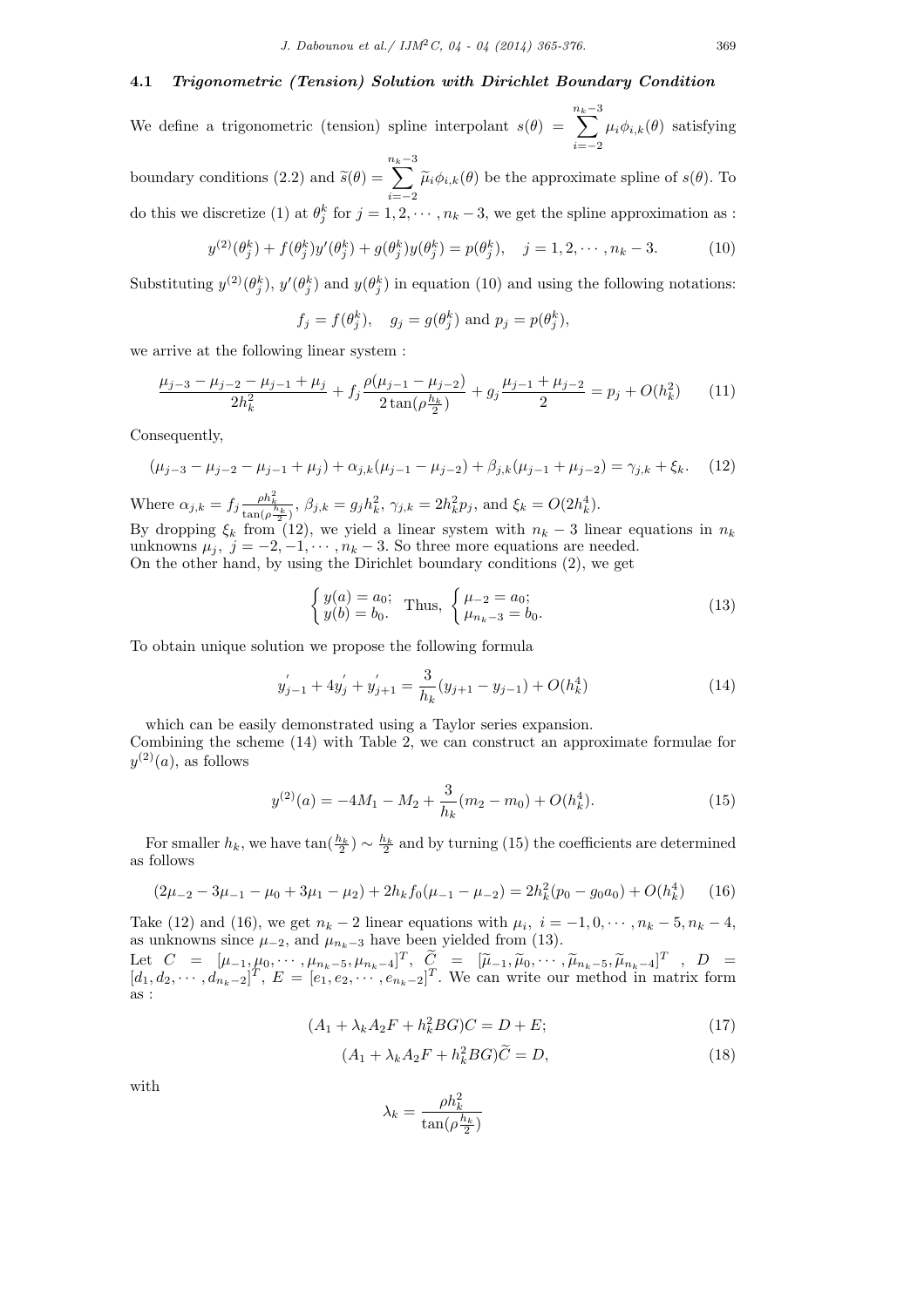### 4.1 *Trigonometric (Tension) Solution with Dirichlet Boundary Condition*

We define a trigonometric (tension) spline interpolant $s(\theta) = \sum_{i=-2}^{n_k-3} \mu_i \phi_{i,k}(\theta)$ satisfying boundary conditions (2.2) and $\widetilde{s}(\theta) = \sum_{i=-2}^{n_k-3} \widetilde{\mu}_i \phi_{i,k}(\theta)$ be the approximate spline of $s(\theta)$. To do this we discretize (1) at $\theta_j^k$ for $j = 1, 2, \cdots, n_k - 3$, we get the spline approximation as :

$$y^{(2)}(\theta_j^k) + f(\theta_j^k)y'(\theta_j^k) + g(\theta_j^k)y(\theta_j^k) = p(\theta_j^k), \quad j = 1, 2, \cdots, n_k - 3. \tag{10}$$

Substituting $y^{(2)}(\theta_j^k)$, $y'(\theta_j^k)$ and $y(\theta_j^k)$ in equation (10) and using the following notations:

$$f_j = f(\theta_j^k), \quad g_j = g(\theta_j^k) \text{ and } p_j = p(\theta_j^k),$$

we arrive at the following linear system :

$$\frac{\mu_{j-3} - \mu_{j-2} - \mu_{j-1} + \mu_j}{2h_k^2} + f_j \frac{\rho(\mu_{j-1} - \mu_{j-2})}{2\tan(\rho \frac{h_k}{2})} + g_j \frac{\mu_{j-1} + \mu_{j-2}}{2} = p_j + O(h_k^2) \tag{11}$$

Consequently,

$$(\mu_{j-3} - \mu_{j-2} - \mu_{j-1} + \mu_j) + \alpha_{j,k}(\mu_{j-1} - \mu_{j-2}) + \beta_{j,k}(\mu_{j-1} + \mu_{j-2}) = \gamma_{j,k} + \xi_k. \tag{12}$$

Where $\alpha_{j,k} = f_j \frac{\rho h_k^2}{\tan(\rho \frac{h_k}{2})}$, $\beta_{j,k} = g_j h_k^2$, $\gamma_{j,k} = 2h_k^2 p_j$, and $\xi_k = O(2h_k^4)$.
By dropping $\xi_k$ from (12), we yield a linear system with $n_k - 3$ linear equations in $n_k$ unknowns $\mu_j$, $j = -2, -1, \cdots, n_k - 3$. So three more equations are needed.
On the other hand, by using the Dirichlet boundary conditions (2), we get

$$\begin{cases} y(a) = a_0; \\ y(b) = b_0. \end{cases} \text{Thus, } \begin{cases} \mu_{-2} = a_0; \\ \mu_{n_k-3} = b_0. \end{cases} \tag{13}$$

To obtain unique solution we propose the following formula

$$y'_{j-1} + 4y'_j + y'_{j+1} = \frac{3}{h_k}(y_{j+1} - y_{j-1}) + O(h_k^4) \tag{14}$$

which can be easily demonstrated using a Taylor series expansion.
Combining the scheme (14) with Table 2, we can construct an approximate formulae for $y^{(2)}(a)$, as follows

$$y^{(2)}(a) = -4M_1 - M_2 + \frac{3}{h_k}(m_2 - m_0) + O(h_k^4). \tag{15}$$

For smaller $h_k$, we have $\tan(\frac{h_k}{2}) \sim \frac{h_k}{2}$ and by turning (15) the coefficients are determined as follows

$$(2\mu_{-2} - 3\mu_{-1} - \mu_0 + 3\mu_1 - \mu_2) + 2h_k f_0(\mu_{-1} - \mu_{-2}) = 2h_k^2(p_0 - g_0 a_0) + O(h_k^4) \tag{16}$$

Take (12) and (16), we get $n_k - 2$ linear equations with $\mu_i$, $i = -1, 0, \cdots, n_k - 5, n_k - 4$, as unknowns since $\mu_{-2}$, and $\mu_{n_k-3}$ have been yielded from (13).
Let $C = [\mu_{-1}, \mu_0, \cdots, \mu_{n_k-5}, \mu_{n_k-4}]^T$, $\widetilde{C} = [\widetilde{\mu}_{-1}, \widetilde{\mu}_0, \cdots, \widetilde{\mu}_{n_k-5}, \widetilde{\mu}_{n_k-4}]^T$, $D = [d_1, d_2, \cdots, d_{n_k-2}]^T$, $E = [e_1, e_2, \cdots, e_{n_k-2}]^T$. We can write our method in matrix form as :

$$(A_1 + \lambda_k A_2 F + h_k^2 BG)C = D + E; \tag{17}$$

$$(A_1 + \lambda_k A_2 F + h_k^2 BG)\widetilde{C} = D, \tag{18}$$

with

$$\lambda_k = \frac{\rho h_k^2}{\tan(\rho \frac{h_k}{2})}$$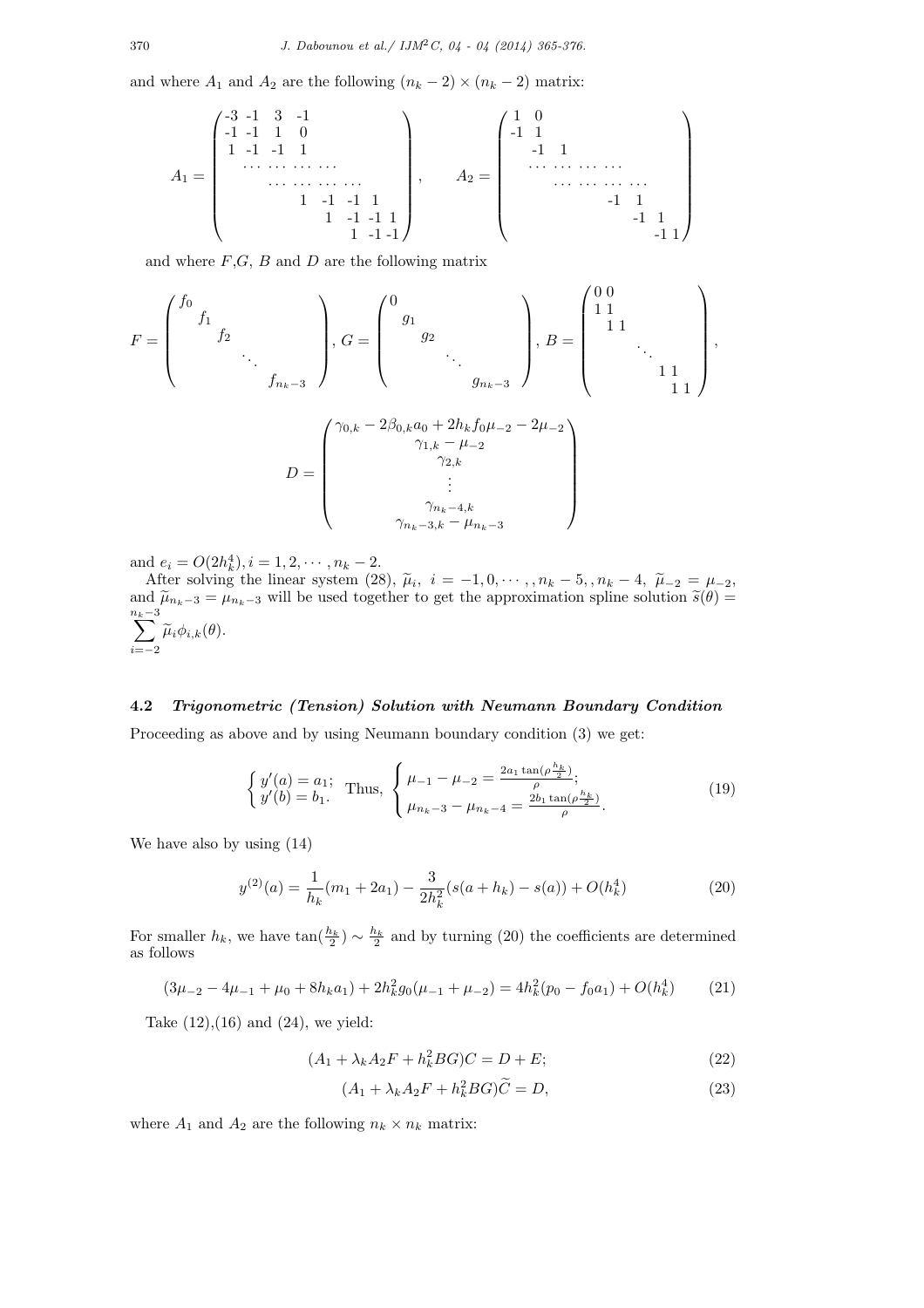and where $A_1$ and $A_2$ are the following $(n_k-2)\times(n_k-2)$ matrix:

$$
A_1 = \begin{pmatrix}
-3 & -1 & 3 & -1 & & & & \\
-1 & -1 & 1 & 0 & & & & \\
1 & -1 & -1 & 1 & & & & \\
 & \cdots & \cdots & \cdots & \cdots & & & \\
 & & \cdots & \cdots & \cdots & \cdots & & \\
 & & & & 1 & -1 & -1 & 1 \\
 & & & & & 1 & -1 & -1 & 1 \\
 & & & & & & 1 & -1 & -1
\end{pmatrix}, \qquad
A_2 = \begin{pmatrix}
1 & 0 & & & & & & \\
-1 & 1 & & & & & & \\
 & -1 & 1 & & & & & \\
 & \cdots & \cdots & \cdots & \cdots & & & \\
 & & \cdots & \cdots & \cdots & \cdots & & \\
 & & & & & -1 & 1 & \\
 & & & & & & -1 & 1 \\
 & & & & & & & -1 & 1
\end{pmatrix}
$$

and where $F$,$G$, $B$ and $D$ are the following matrix

$$
F = \begin{pmatrix}
f_0 & & & & \\
 & f_1 & & & \\
 & & f_2 & & \\
 & & & \ddots & \\
 & & & & f_{n_k-3}
\end{pmatrix}, \;
G = \begin{pmatrix}
0 & & & & \\
 & g_1 & & & \\
 & & g_2 & & \\
 & & & \ddots & \\
 & & & & g_{n_k-3}
\end{pmatrix}, \;
B = \begin{pmatrix}
0 & 0 & & & & \\
1 & 1 & & & & \\
 & 1 & 1 & & & \\
 & & & \ddots & & \\
 & & & & 1 & 1 \\
 & & & & & 1 & 1
\end{pmatrix},
$$

$$
D = \begin{pmatrix}
\gamma_{0,k} - 2\beta_{0,k}a_0 + 2h_k f_0 \mu_{-2} - 2\mu_{-2} \\
\gamma_{1,k} - \mu_{-2} \\
\gamma_{2,k} \\
\vdots \\
\gamma_{n_k-4,k} \\
\gamma_{n_k-3,k} - \mu_{n_k-3}
\end{pmatrix}
$$

and $e_i = O(2h_k^4), i = 1, 2, \cdots, n_k - 2$.

After solving the linear system (28), $\widetilde{\mu}_i,\ i = -1, 0, \cdots, , n_k - 5, , n_k - 4,\ \widetilde{\mu}_{-2} = \mu_{-2}$, and $\widetilde{\mu}_{n_k-3} = \mu_{n_k-3}$ will be used together to get the approximation spline solution $\widetilde{s}(\theta) = \sum_{i=-2}^{n_k-3} \widetilde{\mu}_i \phi_{i,k}(\theta)$.

### 4.2 *Trigonometric (Tension) Solution with Neumann Boundary Condition*

Proceeding as above and by using Neumann boundary condition (3) we get:

$$
\begin{cases} y'(a) = a_1; \\ y'(b) = b_1. \end{cases} \text{ Thus, } \begin{cases} \mu_{-1} - \mu_{-2} = \frac{2a_1 \tan(\rho \frac{h_k}{2})}{\rho}; \\ \mu_{n_k-3} - \mu_{n_k-4} = \frac{2b_1 \tan(\rho \frac{h_k}{2})}{\rho}. \end{cases} \tag{19}
$$

We have also by using (14)

$$
y^{(2)}(a) = \frac{1}{h_k}(m_1 + 2a_1) - \frac{3}{2h_k^2}(s(a + h_k) - s(a)) + O(h_k^4) \tag{20}
$$

For smaller $h_k$, we have $\tan(\frac{h_k}{2}) \sim \frac{h_k}{2}$ and by turning (20) the coefficients are determined as follows

$$
(3\mu_{-2} - 4\mu_{-1} + \mu_0 + 8h_k a_1) + 2h_k^2 g_0(\mu_{-1} + \mu_{-2}) = 4h_k^2(p_0 - f_0 a_1) + O(h_k^4) \tag{21}
$$

Take (12),(16) and (24), we yield:

$$
(A_1 + \lambda_k A_2 F + h_k^2 BG)C = D + E; \tag{22}
$$

$$
(A_1 + \lambda_k A_2 F + h_k^2 BG)\widetilde{C} = D, \tag{23}
$$

where $A_1$ and $A_2$ are the following $n_k \times n_k$ matrix: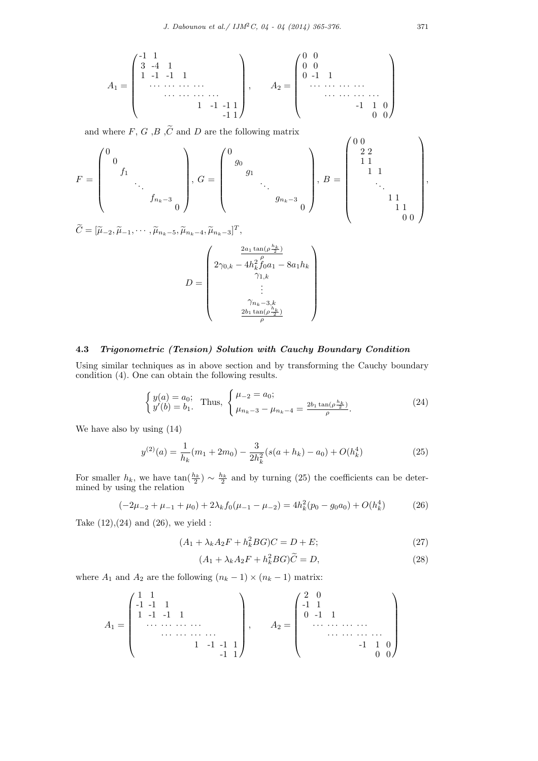$$A_1 = \begin{pmatrix} -1 & 1 & & & & & \\ 3 & -4 & 1 & & & & \\ 1 & -1 & -1 & 1 & & & \\ & \cdots & \cdots & \cdots & \cdots & & \\ & & \cdots & \cdots & \cdots & \cdots & \\ & & & 1 & -1 & -1 & 1 \\ & & & & & -1 & 1 \end{pmatrix}, \qquad A_2 = \begin{pmatrix} 0 & 0 & & & & & \\ 0 & 0 & & & & & \\ 0 & -1 & 1 & & & & \\ & \cdots & \cdots & \cdots & \cdots & & \\ & & \cdots & \cdots & \cdots & \cdots & \\ & & & & -1 & 1 & 0 \\ & & & & & 0 & 0 \end{pmatrix}$$

and where $F$, $G$ ,$B$ ,$\widetilde{C}$ and $D$ are the following matrix

$$F = \begin{pmatrix} 0 & & & & & \\ & 0 & & & & \\ & & f_1 & & & \\ & & & \ddots & & \\ & & & & f_{n_k-3} & \\ & & & & & 0 \end{pmatrix}, \; G = \begin{pmatrix} 0 & & & & & \\ & g_0 & & & & \\ & & g_1 & & & \\ & & & \ddots & & \\ & & & & g_{n_k-3} & \\ & & & & & 0 \end{pmatrix}, \; B = \begin{pmatrix} 0 & 0 & & & & & & \\ & 2 & 2 & & & & & \\ & 1 & 1 & & & & & \\ & & 1 & 1 & & & & \\ & & & & \ddots & & & \\ & & & & & 1 & 1 & \\ & & & & & & 1 & 1 \\ & & & & & & 0 & 0 \end{pmatrix},$$

$\widetilde{C} = [\widetilde{\mu}_{-2}, \widetilde{\mu}_{-1}, \cdots, \widetilde{\mu}_{n_k-5}, \widetilde{\mu}_{n_k-4}, \widetilde{\mu}_{n_k-3}]^T$,

$$D = \begin{pmatrix} \frac{2a_1 \tan(\rho \frac{h_k}{2})}{\rho} \\ 2\gamma_{0,k} - 4h_k^2 f_0 a_1 - 8a_1 h_k \\ \gamma_{1,k} \\ \vdots \\ \gamma_{n_k-3,k} \\ \frac{2b_1 \tan(\rho \frac{h_k}{2})}{\rho} \end{pmatrix}$$

### 4.3 *Trigonometric (Tension) Solution with Cauchy Boundary Condition*

Using similar techniques as in above section and by transforming the Cauchy boundary condition (4). One can obtain the following results.

$$\begin{cases} y(a) = a_0; \\ y'(b) = b_1. \end{cases} \text{Thus, } \begin{cases} \mu_{-2} = a_0; \\ \mu_{n_k-3} - \mu_{n_k-4} = \frac{2b_1 \tan(\rho \frac{h_k}{2})}{\rho}. \end{cases} \tag{24}$$

We have also by using (14)

$$y^{(2)}(a) = \frac{1}{h_k}(m_1 + 2m_0) - \frac{3}{2h_k^2}(s(a + h_k) - a_0) + O(h_k^4) \tag{25}$$

For smaller $h_k$, we have $\tan(\frac{h_k}{2}) \sim \frac{h_k}{2}$ and by turning (25) the coefficients can be determined by using the relation

$$(-2\mu_{-2} + \mu_{-1} + \mu_0) + 2\lambda_k f_0(\mu_{-1} - \mu_{-2}) = 4h_k^2(p_0 - g_0 a_0) + O(h_k^4) \tag{26}$$

Take (12),(24) and (26), we yield :

$$(A_1 + \lambda_k A_2 F + h_k^2 BG)C = D + E; \tag{27}$$

$$(A_1 + \lambda_k A_2 F + h_k^2 BG)\widetilde{C} = D, \tag{28}$$

where $A_1$ and $A_2$ are the following $(n_k - 1) \times (n_k - 1)$ matrix:

$$A_1 = \begin{pmatrix} 1 & 1 & & & & & \\ -1 & -1 & 1 & & & & \\ 1 & -1 & -1 & 1 & & & \\ & \cdots & \cdots & \cdots & \cdots & & \\ & & \cdots & \cdots & \cdots & \cdots & \\ & & & 1 & -1 & -1 & 1 \\ & & & & & -1 & 1 \end{pmatrix}, \qquad A_2 = \begin{pmatrix} 2 & 0 & & & & & \\ -1 & 1 & & & & & \\ 0 & -1 & 1 & & & & \\ & \cdots & \cdots & \cdots & \cdots & & \\ & & \cdots & \cdots & \cdots & \cdots & \\ & & & & -1 & 1 & 0 \\ & & & & & 0 & 0 \end{pmatrix}$$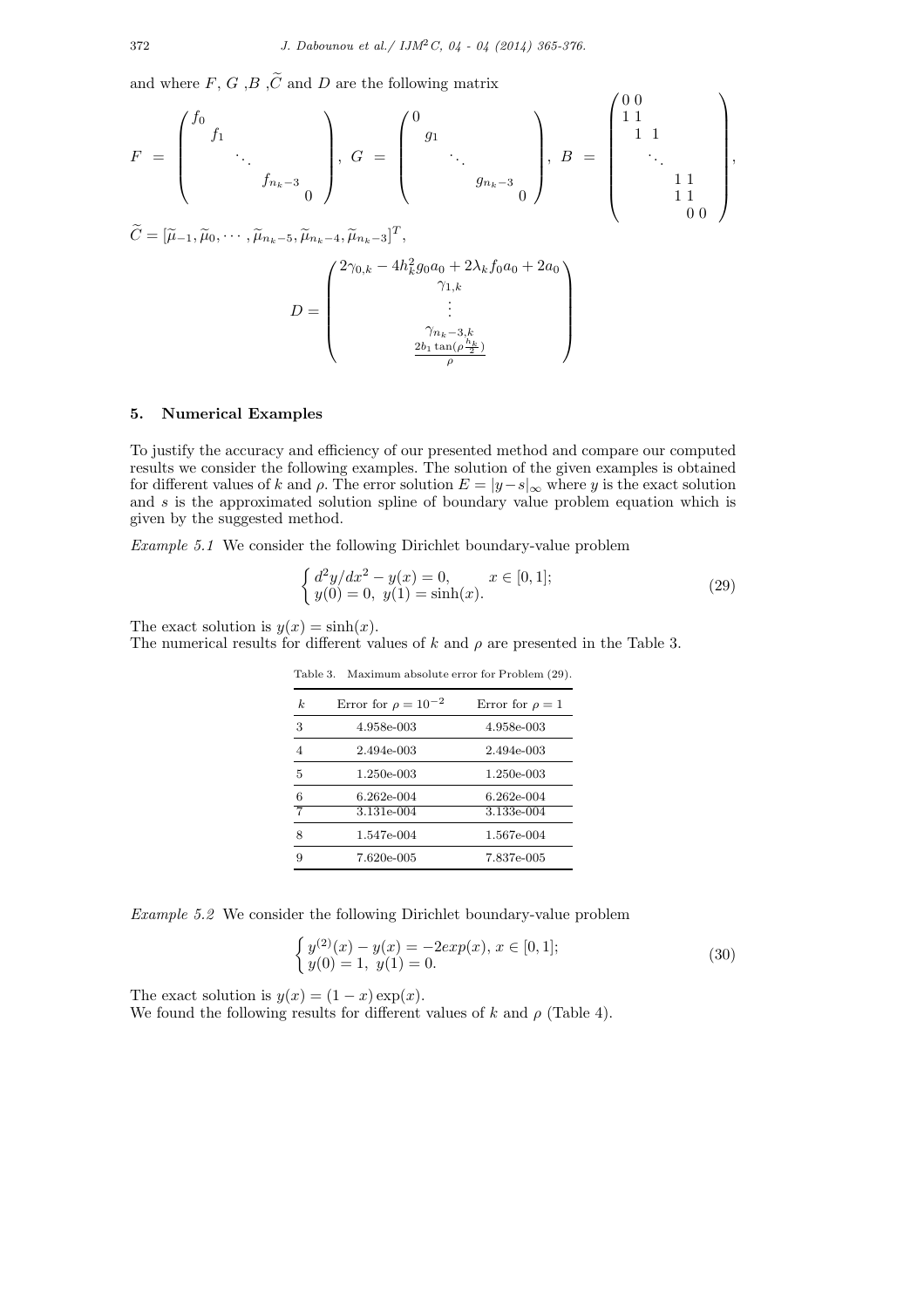and where $F$, $G$ ,$B$ ,$\widetilde{C}$ and $D$ are the following matrix

$$
F = \begin{pmatrix} f_0 & & & & \\ & f_1 & & & \\ & & \ddots & & \\ & & & f_{n_k-3} & \\ & & & & 0 \end{pmatrix}, \; G = \begin{pmatrix} 0 & & & & \\ & g_1 & & & \\ & & \ddots & & \\ & & & g_{n_k-3} & \\ & & & & 0 \end{pmatrix}, \; B = \begin{pmatrix} 0 & 0 & & & & \\ 1 & 1 & & & & \\ & 1 & 1 & & & \\ & & \ddots & & & \\ & & & 1 & 1 & \\ & & & 1 & 1 & \\ & & & & 0 & 0 \end{pmatrix},
$$

$\widetilde{C} = [\widetilde{\mu}_{-1}, \widetilde{\mu}_0, \cdots, \widetilde{\mu}_{n_k-5}, \widetilde{\mu}_{n_k-4}, \widetilde{\mu}_{n_k-3}]^T$,

$$
D = \begin{pmatrix} 2\gamma_{0,k} - 4h_k^2 g_0 a_0 + 2\lambda_k f_0 a_0 + 2a_0 \\ \gamma_{1,k} \\ \vdots \\ \gamma_{n_k-3,k} \\ \frac{2b_1 \tan(\rho \frac{h_k}{2})}{\rho} \end{pmatrix}
$$

## 5. Numerical Examples

To justify the accuracy and efficiency of our presented method and compare our computed results we consider the following examples. The solution of the given examples is obtained for different values of $k$ and $\rho$. The error solution $E = |y - s|_\infty$ where $y$ is the exact solution and $s$ is the approximated solution spline of boundary value problem equation which is given by the suggested method.

*Example 5.1* We consider the following Dirichlet boundary-value problem

$$
\begin{cases} d^2y/dx^2 - y(x) = 0, & x \in [0,1]; \\ y(0) = 0, \; y(1) = \sinh(x). \end{cases} \tag{29}
$$

The exact solution is $y(x) = \sinh(x)$.
The numerical results for different values of $k$ and $\rho$ are presented in the Table 3.

Table 3. Maximum absolute error for Problem (29).

| $k$ | Error for $\rho = 10^{-2}$ | Error for $\rho = 1$ |
|---|---|---|
| 3 | 4.958e-003 | 4.958e-003 |
| 4 | 2.494e-003 | 2.494e-003 |
| 5 | 1.250e-003 | 1.250e-003 |
| 6 | 6.262e-004 | 6.262e-004 |
| 7 | 3.131e-004 | 3.133e-004 |
| 8 | 1.547e-004 | 1.567e-004 |
| 9 | 7.620e-005 | 7.837e-005 |

*Example 5.2* We consider the following Dirichlet boundary-value problem

$$
\begin{cases} y^{(2)}(x) - y(x) = -2exp(x), \; x \in [0,1]; \\ y(0) = 1, \; y(1) = 0. \end{cases} \tag{30}
$$

The exact solution is $y(x) = (1 - x)\exp(x)$.
We found the following results for different values of $k$ and $\rho$ (Table 4).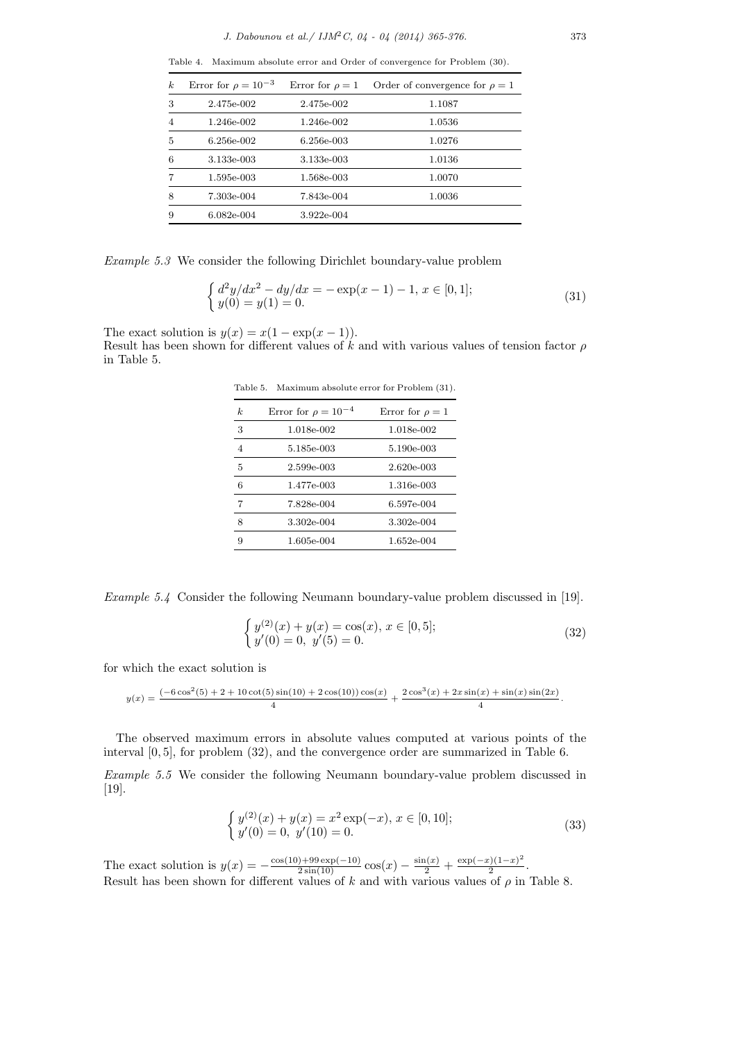Table 4. Maximum absolute error and Order of convergence for Problem (30).

| $k$ | Error for $\rho = 10^{-3}$ | Error for $\rho = 1$ | Order of convergence for $\rho = 1$ |
|---|---|---|---|
| 3 | 2.475e-002 | 2.475e-002 | 1.1087 |
| 4 | 1.246e-002 | 1.246e-002 | 1.0536 |
| 5 | 6.256e-002 | 6.256e-003 | 1.0276 |
| 6 | 3.133e-003 | 3.133e-003 | 1.0136 |
| 7 | 1.595e-003 | 1.568e-003 | 1.0070 |
| 8 | 7.303e-004 | 7.843e-004 | 1.0036 |
| 9 | 6.082e-004 | 3.922e-004 | |

*Example 5.3* We consider the following Dirichlet boundary-value problem

$$\begin{cases} d^2y/dx^2 - dy/dx = -\exp(x-1) - 1, \; x \in [0,1]; \\ y(0) = y(1) = 0. \end{cases} \tag{31}$$

The exact solution is $y(x) = x(1 - \exp(x-1))$.
Result has been shown for different values of $k$ and with various values of tension factor $\rho$ in Table 5.

Table 5. Maximum absolute error for Problem (31).

| $k$ | Error for $\rho = 10^{-4}$ | Error for $\rho = 1$ |
|---|---|---|
| 3 | 1.018e-002 | 1.018e-002 |
| 4 | 5.185e-003 | 5.190e-003 |
| 5 | 2.599e-003 | 2.620e-003 |
| 6 | 1.477e-003 | 1.316e-003 |
| 7 | 7.828e-004 | 6.597e-004 |
| 8 | 3.302e-004 | 3.302e-004 |
| 9 | 1.605e-004 | 1.652e-004 |

*Example 5.4* Consider the following Neumann boundary-value problem discussed in [19].

$$\begin{cases} y^{(2)}(x) + y(x) = \cos(x), \; x \in [0,5]; \\ y'(0) = 0, \; y'(5) = 0. \end{cases} \tag{32}$$

for which the exact solution is

$$y(x) = \frac{(-6\cos^2(5) + 2 + 10\cot(5)\sin(10) + 2\cos(10))\cos(x)}{4} + \frac{2\cos^3(x) + 2x\sin(x) + \sin(x)\sin(2x)}{4}.$$

The observed maximum errors in absolute values computed at various points of the interval $[0,5]$, for problem (32), and the convergence order are summarized in Table 6.

*Example 5.5* We consider the following Neumann boundary-value problem discussed in [19].

$$\begin{cases} y^{(2)}(x) + y(x) = x^2\exp(-x), \; x \in [0,10]; \\ y'(0) = 0, \; y'(10) = 0. \end{cases} \tag{33}$$

The exact solution is $y(x) = -\frac{\cos(10) + 99\exp(-10)}{2\sin(10)}\cos(x) - \frac{\sin(x)}{2} + \frac{\exp(-x)(1-x)^2}{2}$.
Result has been shown for different values of $k$ and with various values of $\rho$ in Table 8.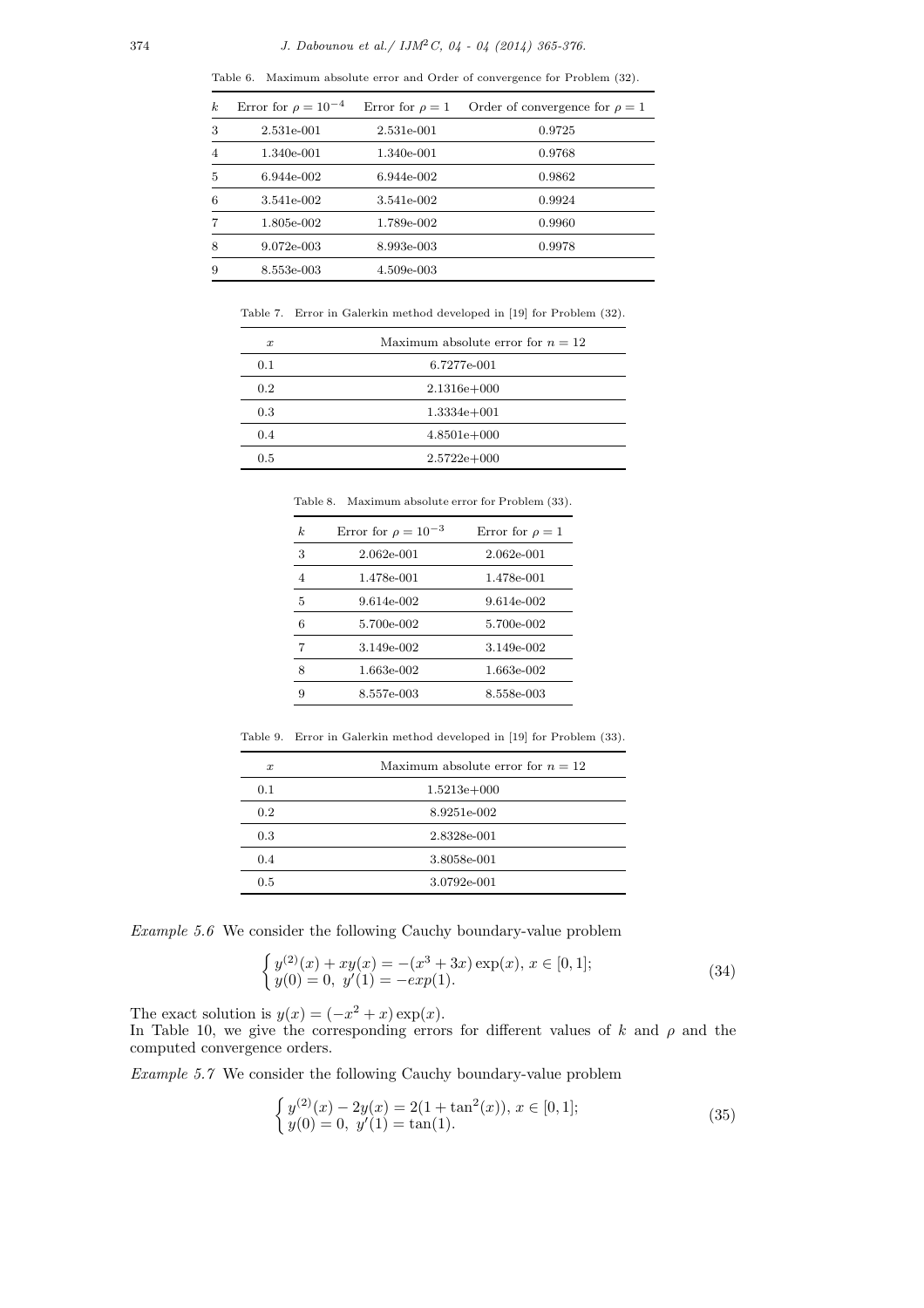Table 6. Maximum absolute error and Order of convergence for Problem (32).

| $k$ | Error for $\rho = 10^{-4}$ | Error for $\rho = 1$ | Order of convergence for $\rho = 1$ |
|---|---|---|---|
| 3 | 2.531e-001 | 2.531e-001 | 0.9725 |
| 4 | 1.340e-001 | 1.340e-001 | 0.9768 |
| 5 | 6.944e-002 | 6.944e-002 | 0.9862 |
| 6 | 3.541e-002 | 3.541e-002 | 0.9924 |
| 7 | 1.805e-002 | 1.789e-002 | 0.9960 |
| 8 | 9.072e-003 | 8.993e-003 | 0.9978 |
| 9 | 8.553e-003 | 4.509e-003 | |

Table 7. Error in Galerkin method developed in [19] for Problem (32).

| $x$ | Maximum absolute error for $n = 12$ |
|---|---|
| 0.1 | 6.7277e-001 |
| 0.2 | 2.1316e+000 |
| 0.3 | 1.3334e+001 |
| 0.4 | 4.8501e+000 |
| 0.5 | 2.5722e+000 |

Table 8. Maximum absolute error for Problem (33).

| $k$ | Error for $\rho = 10^{-3}$ | Error for $\rho = 1$ |
|---|---|---|
| 3 | 2.062e-001 | 2.062e-001 |
| 4 | 1.478e-001 | 1.478e-001 |
| 5 | 9.614e-002 | 9.614e-002 |
| 6 | 5.700e-002 | 5.700e-002 |
| 7 | 3.149e-002 | 3.149e-002 |
| 8 | 1.663e-002 | 1.663e-002 |
| 9 | 8.557e-003 | 8.558e-003 |

Table 9. Error in Galerkin method developed in [19] for Problem (33).

| $x$ | Maximum absolute error for $n = 12$ |
|---|---|
| 0.1 | 1.5213e+000 |
| 0.2 | 8.9251e-002 |
| 0.3 | 2.8328e-001 |
| 0.4 | 3.8058e-001 |
| 0.5 | 3.0792e-001 |

*Example 5.6* We consider the following Cauchy boundary-value problem

$$\begin{cases} y^{(2)}(x) + xy(x) = -(x^3 + 3x)\exp(x), \; x \in [0, 1]; \\ y(0) = 0, \; y'(1) = -exp(1). \end{cases} \tag{34}$$

The exact solution is $y(x) = (-x^2 + x)\exp(x)$.
In Table 10, we give the corresponding errors for different values of $k$ and $\rho$ and the computed convergence orders.

*Example 5.7* We consider the following Cauchy boundary-value problem

$$\begin{cases} y^{(2)}(x) - 2y(x) = 2(1 + \tan^2(x)), \; x \in [0, 1]; \\ y(0) = 0, \; y'(1) = \tan(1). \end{cases} \tag{35}$$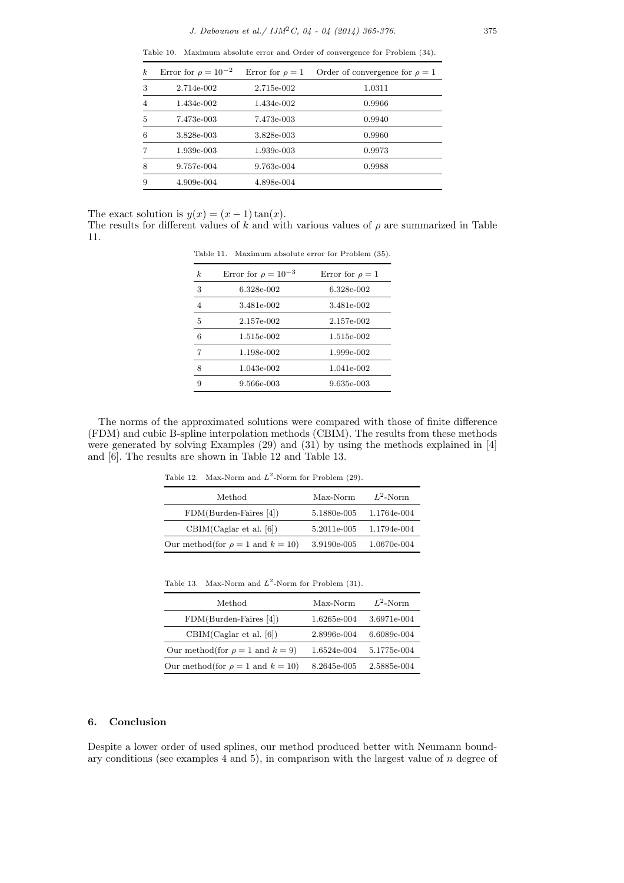Table 10. Maximum absolute error and Order of convergence for Problem (34).

| $k$ | Error for $\rho = 10^{-2}$ | Error for $\rho = 1$ | Order of convergence for $\rho = 1$ |
|---|---|---|---|
| 3 | 2.714e-002 | 2.715e-002 | 1.0311 |
| 4 | 1.434e-002 | 1.434e-002 | 0.9966 |
| 5 | 7.473e-003 | 7.473e-003 | 0.9940 |
| 6 | 3.828e-003 | 3.828e-003 | 0.9960 |
| 7 | 1.939e-003 | 1.939e-003 | 0.9973 |
| 8 | 9.757e-004 | 9.763e-004 | 0.9988 |
| 9 | 4.909e-004 | 4.898e-004 | |

The exact solution is $y(x) = (x - 1)\tan(x)$.
The results for different values of $k$ and with various values of $\rho$ are summarized in Table 11.

Table 11. Maximum absolute error for Problem (35).

| $k$ | Error for $\rho = 10^{-3}$ | Error for $\rho = 1$ |
|---|---|---|
| 3 | 6.328e-002 | 6.328e-002 |
| 4 | 3.481e-002 | 3.481e-002 |
| 5 | 2.157e-002 | 2.157e-002 |
| 6 | 1.515e-002 | 1.515e-002 |
| 7 | 1.198e-002 | 1.999e-002 |
| 8 | 1.043e-002 | 1.041e-002 |
| 9 | 9.566e-003 | 9.635e-003 |

The norms of the approximated solutions were compared with those of finite difference (FDM) and cubic B-spline interpolation methods (CBIM). The results from these methods were generated by solving Examples (29) and (31) by using the methods explained in [4] and [6]. The results are shown in Table 12 and Table 13.

Table 12. Max-Norm and $L^2$-Norm for Problem (29).

| Method | Max-Norm | $L^2$-Norm |
|---|---|---|
| FDM(Burden-Faires [4]) | 5.1880e-005 | 1.1764e-004 |
| CBIM(Caglar et al. [6]) | 5.2011e-005 | 1.1794e-004 |
| Our method(for $\rho = 1$ and $k = 10$) | 3.9190e-005 | 1.0670e-004 |

Table 13. Max-Norm and $L^2$-Norm for Problem (31).

| Method | Max-Norm | $L^2$-Norm |
|---|---|---|
| FDM(Burden-Faires [4]) | 1.6265e-004 | 3.6971e-004 |
| CBIM(Caglar et al. [6]) | 2.8996e-004 | 6.6089e-004 |
| Our method(for $\rho = 1$ and $k = 9$) | 1.6524e-004 | 5.1775e-004 |
| Our method(for $\rho = 1$ and $k = 10$) | 8.2645e-005 | 2.5885e-004 |

## 6. Conclusion

Despite a lower order of used splines, our method produced better with Neumann boundary conditions (see examples 4 and 5), in comparison with the largest value of $n$ degree of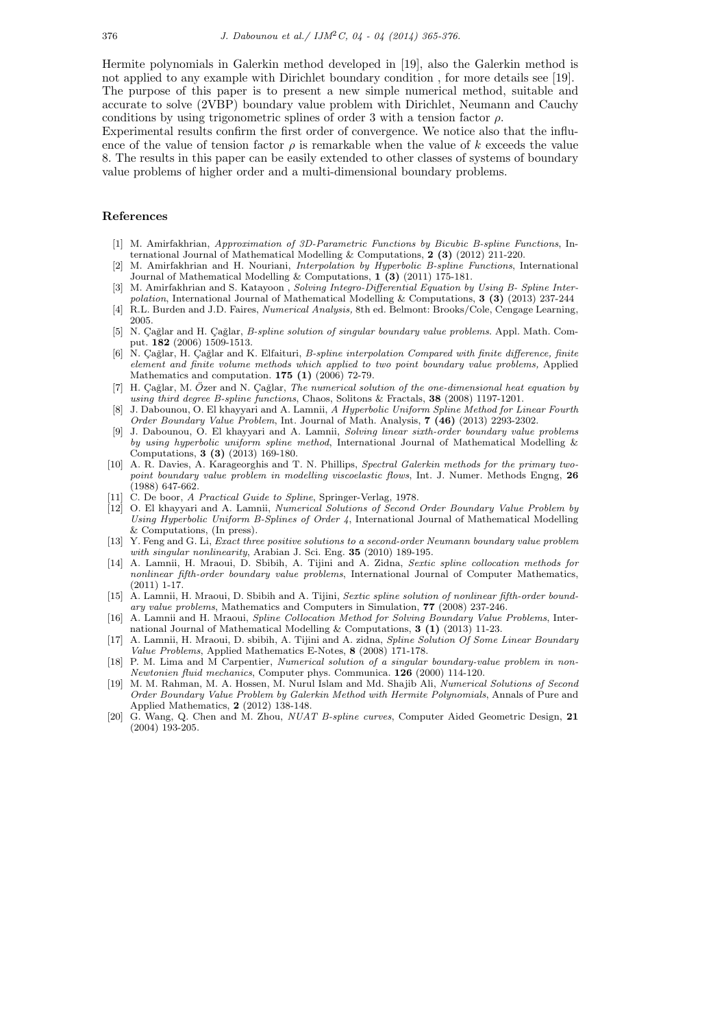Hermite polynomials in Galerkin method developed in [19], also the Galerkin method is not applied to any example with Dirichlet boundary condition , for more details see [19]. The purpose of this paper is to present a new simple numerical method, suitable and accurate to solve (2VBP) boundary value problem with Dirichlet, Neumann and Cauchy conditions by using trigonometric splines of order 3 with a tension factor $\rho$.
Experimental results confirm the first order of convergence. We notice also that the influence of the value of tension factor $\rho$ is remarkable when the value of $k$ exceeds the value 8. The results in this paper can be easily extended to other classes of systems of boundary value problems of higher order and a multi-dimensional boundary problems.

## References

[1] M. Amirfakhrian, *Approximation of 3D-Parametric Functions by Bicubic B-spline Functions*, International Journal of Mathematical Modelling & Computations, **2 (3)** (2012) 211-220.

[2] M. Amirfakhrian and H. Nouriani, *Interpolation by Hyperbolic B-spline Functions*, International Journal of Mathematical Modelling & Computations, **1 (3)** (2011) 175-181.

[3] M. Amirfakhrian and S. Katayoon , *Solving Integro-Differential Equation by Using B- Spline Interpolation*, International Journal of Mathematical Modelling & Computations, **3 (3)** (2013) 237-244

[4] R.L. Burden and J.D. Faires, *Numerical Analysis,* 8th ed. Belmont: Brooks/Cole, Cengage Learning, 2005.

[5] N. Çağlar and H. Çağlar, *B-spline solution of singular boundary value problems*. Appl. Math. Comput. **182** (2006) 1509-1513.

[6] N. Çağlar, H. Çağlar and K. Elfaituri, *B-spline interpolation Compared with finite difference, finite element and finite volume methods which applied to two point boundary value problems,* Applied Mathematics and computation. **175 (1)** (2006) 72-79.

[7] H. Çağlar, M. Özer and N. Çağlar, *The numerical solution of the one-dimensional heat equation by using third degree B-spline functions*, Chaos, Solitons & Fractals, **38** (2008) 1197-1201.

[8] J. Dabounou, O. El khayyari and A. Lamnii, *A Hyperbolic Uniform Spline Method for Linear Fourth Order Boundary Value Problem*, Int. Journal of Math. Analysis, **7 (46)** (2013) 2293-2302.

[9] J. Dabounou, O. El khayyari and A. Lamnii, *Solving linear sixth-order boundary value problems by using hyperbolic uniform spline method*, International Journal of Mathematical Modelling & Computations, **3 (3)** (2013) 169-180.

[10] A. R. Davies, A. Karageorghis and T. N. Phillips, *Spectral Galerkin methods for the primary two-point boundary value problem in modelling viscoelastic flows*, Int. J. Numer. Methods Engng, **26** (1988) 647-662.

[11] C. De boor, *A Practical Guide to Spline*, Springer-Verlag, 1978.

[12] O. El khayyari and A. Lamnii, *Numerical Solutions of Second Order Boundary Value Problem by Using Hyperbolic Uniform B-Splines of Order 4*, International Journal of Mathematical Modelling & Computations, (In press).

[13] Y. Feng and G. Li, *Exact three positive solutions to a second-order Neumann boundary value problem with singular nonlinearity*, Arabian J. Sci. Eng. **35** (2010) 189-195.

[14] A. Lamnii, H. Mraoui, D. Sbibih, A. Tijini and A. Zidna, *Sextic spline collocation methods for nonlinear fifth-order boundary value problems*, International Journal of Computer Mathematics, (2011) 1-17.

[15] A. Lamnii, H. Mraoui, D. Sbibih and A. Tijini, *Sextic spline solution of nonlinear fifth-order boundary value problems*, Mathematics and Computers in Simulation, **77** (2008) 237-246.

[16] A. Lamnii and H. Mraoui, *Spline Collocation Method for Solving Boundary Value Problems*, International Journal of Mathematical Modelling & Computations, **3 (1)** (2013) 11-23.

[17] A. Lamnii, H. Mraoui, D. sbibih, A. Tijini and A. zidna, *Spline Solution Of Some Linear Boundary Value Problems*, Applied Mathematics E-Notes, **8** (2008) 171-178.

[18] P. M. Lima and M Carpentier, *Numerical solution of a singular boundary-value problem in non-Newtonien fluid mechanics*, Computer phys. Communica. **126** (2000) 114-120.

[19] M. M. Rahman, M. A. Hossen, M. Nurul Islam and Md. Shajib Ali, *Numerical Solutions of Second Order Boundary Value Problem by Galerkin Method with Hermite Polynomials*, Annals of Pure and Applied Mathematics, **2** (2012) 138-148.

[20] G. Wang, Q. Chen and M. Zhou, *NUAT B-spline curves*, Computer Aided Geometric Design, **21** (2004) 193-205.